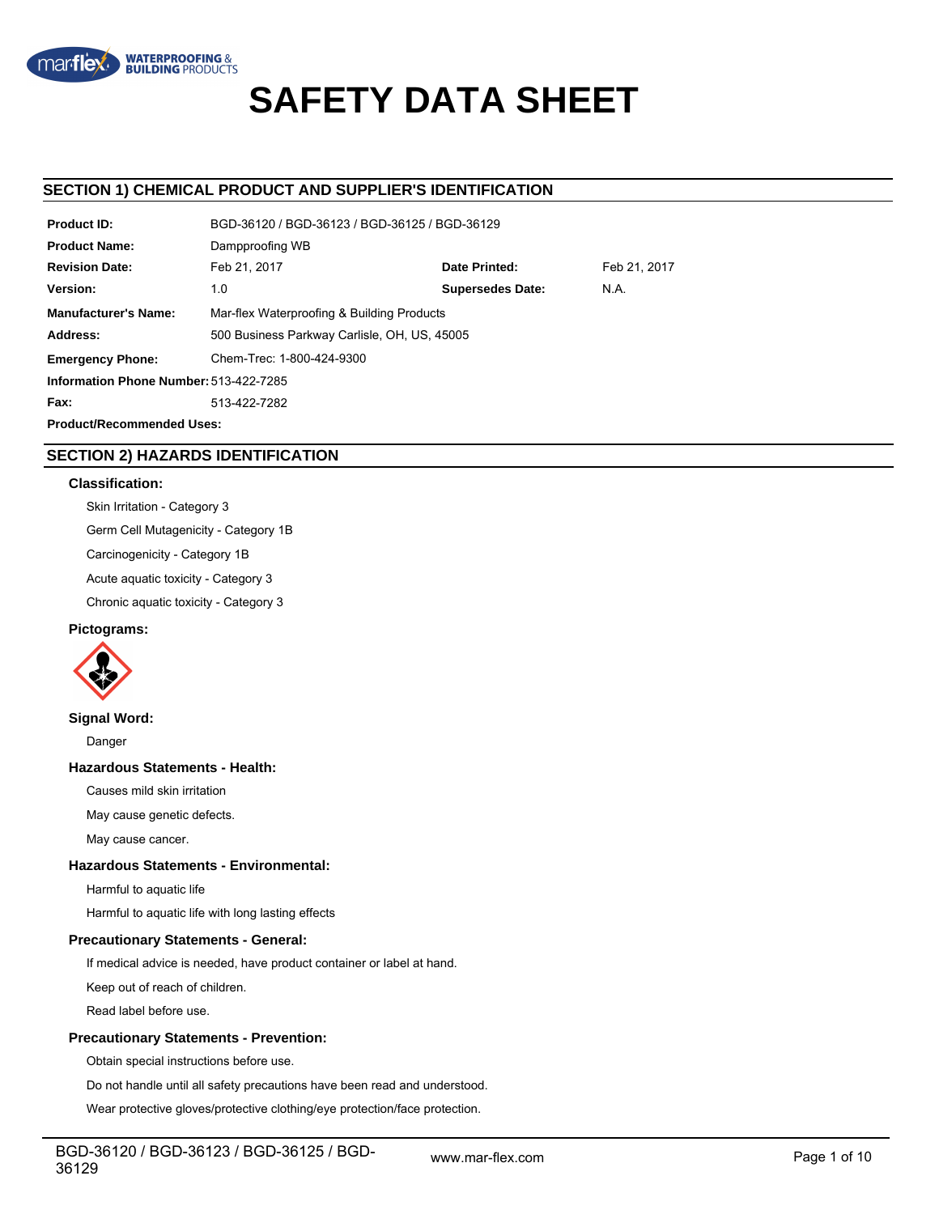# SAFETY DATA SHEET

## SECTION 1) CHEMICAL PRODUCT AND SUPPLIER'S IDENTIFICATION

| | | | |
|---|---|---|---|
| **Product ID:** | BGD-36120 / BGD-36123 / BGD-36125 / BGD-36129 | | |
| **Product Name:** | Dampproofing WB | | |
| **Revision Date:** | Feb 21, 2017 | **Date Printed:** | Feb 21, 2017 |
| **Version:** | 1.0 | **Supersedes Date:** | N.A. |
| **Manufacturer's Name:** | Mar-flex Waterproofing & Building Products | | |
| **Address:** | 500 Business Parkway Carlisle, OH, US, 45005 | | |
| **Emergency Phone:** | Chem-Trec: 1-800-424-9300 | | |
| **Information Phone Number:** | 513-422-7285 | | |
| **Fax:** | 513-422-7282 | | |
| **Product/Recommended Uses:** | | | |

## SECTION 2) HAZARDS IDENTIFICATION

### Classification:

Skin Irritation - Category 3

Germ Cell Mutagenicity - Category 1B

Carcinogenicity - Category 1B

Acute aquatic toxicity - Category 3

Chronic aquatic toxicity - Category 3

### Pictograms:

### Signal Word:

Danger

### Hazardous Statements - Health:

Causes mild skin irritation

May cause genetic defects.

May cause cancer.

### Hazardous Statements - Environmental:

Harmful to aquatic life

Harmful to aquatic life with long lasting effects

### Precautionary Statements - General:

If medical advice is needed, have product container or label at hand.

Keep out of reach of children.

Read label before use.

### Precautionary Statements - Prevention:

Obtain special instructions before use.

Do not handle until all safety precautions have been read and understood.

Wear protective gloves/protective clothing/eye protection/face protection.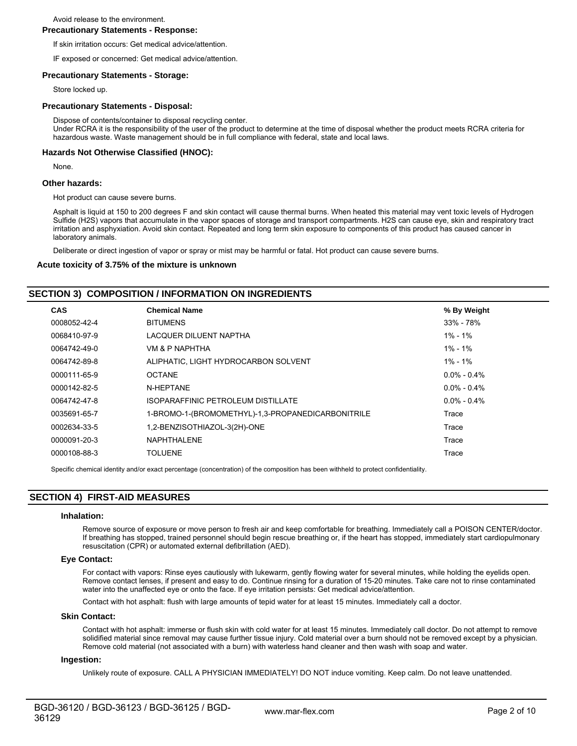Avoid release to the environment.

**Precautionary Statements - Response:**

If skin irritation occurs: Get medical advice/attention.

IF exposed or concerned: Get medical advice/attention.

**Precautionary Statements - Storage:**

Store locked up.

**Precautionary Statements - Disposal:**

Dispose of contents/container to disposal recycling center.
Under RCRA it is the responsibility of the user of the product to determine at the time of disposal whether the product meets RCRA criteria for hazardous waste. Waste management should be in full compliance with federal, state and local laws.

**Hazards Not Otherwise Classified (HNOC):**

None.

**Other hazards:**

Hot product can cause severe burns.

Asphalt is liquid at 150 to 200 degrees F and skin contact will cause thermal burns. When heated this material may vent toxic levels of Hydrogen Sulfide (H2S) vapors that accumulate in the vapor spaces of storage and transport compartments. H2S can cause eye, skin and respiratory tract irritation and asphyxiation. Avoid skin contact. Repeated and long term skin exposure to components of this product has caused cancer in laboratory animals.

Deliberate or direct ingestion of vapor or spray or mist may be harmful or fatal. Hot product can cause severe burns.

**Acute toxicity of 3.75% of the mixture is unknown**

## SECTION 3) COMPOSITION / INFORMATION ON INGREDIENTS

| CAS | Chemical Name | % By Weight |
| --- | --- | --- |
| 0008052-42-4 | BITUMENS | 33% - 78% |
| 0068410-97-9 | LACQUER DILUENT NAPTHA | 1% - 1% |
| 0064742-49-0 | VM & P NAPHTHA | 1% - 1% |
| 0064742-89-8 | ALIPHATIC, LIGHT HYDROCARBON SOLVENT | 1% - 1% |
| 0000111-65-9 | OCTANE | 0.0% - 0.4% |
| 0000142-82-5 | N-HEPTANE | 0.0% - 0.4% |
| 0064742-47-8 | ISOPARAFFINIC PETROLEUM DISTILLATE | 0.0% - 0.4% |
| 0035691-65-7 | 1-BROMO-1-(BROMOMETHYL)-1,3-PROPANEDICARBONITRILE | Trace |
| 0002634-33-5 | 1,2-BENZISOTHIAZOL-3(2H)-ONE | Trace |
| 0000091-20-3 | NAPHTHALENE | Trace |
| 0000108-88-3 | TOLUENE | Trace |

Specific chemical identity and/or exact percentage (concentration) of the composition has been withheld to protect confidentiality.

## SECTION 4) FIRST-AID MEASURES

**Inhalation:**

Remove source of exposure or move person to fresh air and keep comfortable for breathing. Immediately call a POISON CENTER/doctor. If breathing has stopped, trained personnel should begin rescue breathing or, if the heart has stopped, immediately start cardiopulmonary resuscitation (CPR) or automated external defibrillation (AED).

**Eye Contact:**

For contact with vapors: Rinse eyes cautiously with lukewarm, gently flowing water for several minutes, while holding the eyelids open. Remove contact lenses, if present and easy to do. Continue rinsing for a duration of 15-20 minutes. Take care not to rinse contaminated water into the unaffected eye or onto the face. If eye irritation persists: Get medical advice/attention.

Contact with hot asphalt: flush with large amounts of tepid water for at least 15 minutes. Immediately call a doctor.

**Skin Contact:**

Contact with hot asphalt: immerse or flush skin with cold water for at least 15 minutes. Immediately call doctor. Do not attempt to remove solidified material since removal may cause further tissue injury. Cold material over a burn should not be removed except by a physician. Remove cold material (not associated with a burn) with waterless hand cleaner and then wash with soap and water.

**Ingestion:**

Unlikely route of exposure. CALL A PHYSICIAN IMMEDIATELY! DO NOT induce vomiting. Keep calm. Do not leave unattended.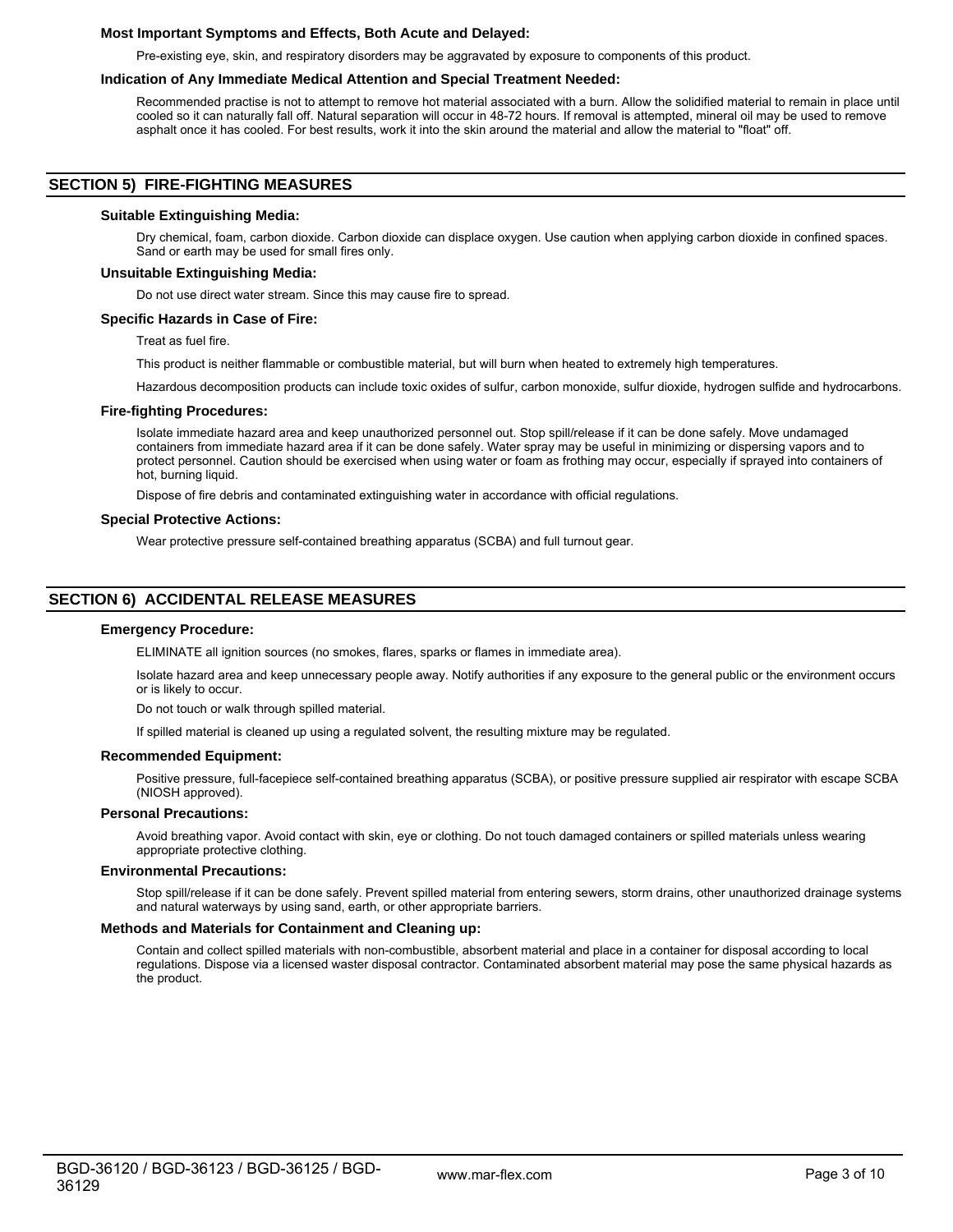**Most Important Symptoms and Effects, Both Acute and Delayed:**

Pre-existing eye, skin, and respiratory disorders may be aggravated by exposure to components of this product.

**Indication of Any Immediate Medical Attention and Special Treatment Needed:**

Recommended practise is not to attempt to remove hot material associated with a burn. Allow the solidified material to remain in place until cooled so it can naturally fall off. Natural separation will occur in 48-72 hours. If removal is attempted, mineral oil may be used to remove asphalt once it has cooled. For best results, work it into the skin around the material and allow the material to "float" off.

## SECTION 5) FIRE-FIGHTING MEASURES

**Suitable Extinguishing Media:**

Dry chemical, foam, carbon dioxide. Carbon dioxide can displace oxygen. Use caution when applying carbon dioxide in confined spaces. Sand or earth may be used for small fires only.

**Unsuitable Extinguishing Media:**

Do not use direct water stream. Since this may cause fire to spread.

**Specific Hazards in Case of Fire:**

Treat as fuel fire.

This product is neither flammable or combustible material, but will burn when heated to extremely high temperatures.

Hazardous decomposition products can include toxic oxides of sulfur, carbon monoxide, sulfur dioxide, hydrogen sulfide and hydrocarbons.

**Fire-fighting Procedures:**

Isolate immediate hazard area and keep unauthorized personnel out. Stop spill/release if it can be done safely. Move undamaged containers from immediate hazard area if it can be done safely. Water spray may be useful in minimizing or dispersing vapors and to protect personnel. Caution should be exercised when using water or foam as frothing may occur, especially if sprayed into containers of hot, burning liquid.

Dispose of fire debris and contaminated extinguishing water in accordance with official regulations.

**Special Protective Actions:**

Wear protective pressure self-contained breathing apparatus (SCBA) and full turnout gear.

## SECTION 6) ACCIDENTAL RELEASE MEASURES

**Emergency Procedure:**

ELIMINATE all ignition sources (no smokes, flares, sparks or flames in immediate area).

Isolate hazard area and keep unnecessary people away. Notify authorities if any exposure to the general public or the environment occurs or is likely to occur.

Do not touch or walk through spilled material.

If spilled material is cleaned up using a regulated solvent, the resulting mixture may be regulated.

**Recommended Equipment:**

Positive pressure, full-facepiece self-contained breathing apparatus (SCBA), or positive pressure supplied air respirator with escape SCBA (NIOSH approved).

**Personal Precautions:**

Avoid breathing vapor. Avoid contact with skin, eye or clothing. Do not touch damaged containers or spilled materials unless wearing appropriate protective clothing.

**Environmental Precautions:**

Stop spill/release if it can be done safely. Prevent spilled material from entering sewers, storm drains, other unauthorized drainage systems and natural waterways by using sand, earth, or other appropriate barriers.

**Methods and Materials for Containment and Cleaning up:**

Contain and collect spilled materials with non-combustible, absorbent material and place in a container for disposal according to local regulations. Dispose via a licensed waster disposal contractor. Contaminated absorbent material may pose the same physical hazards as the product.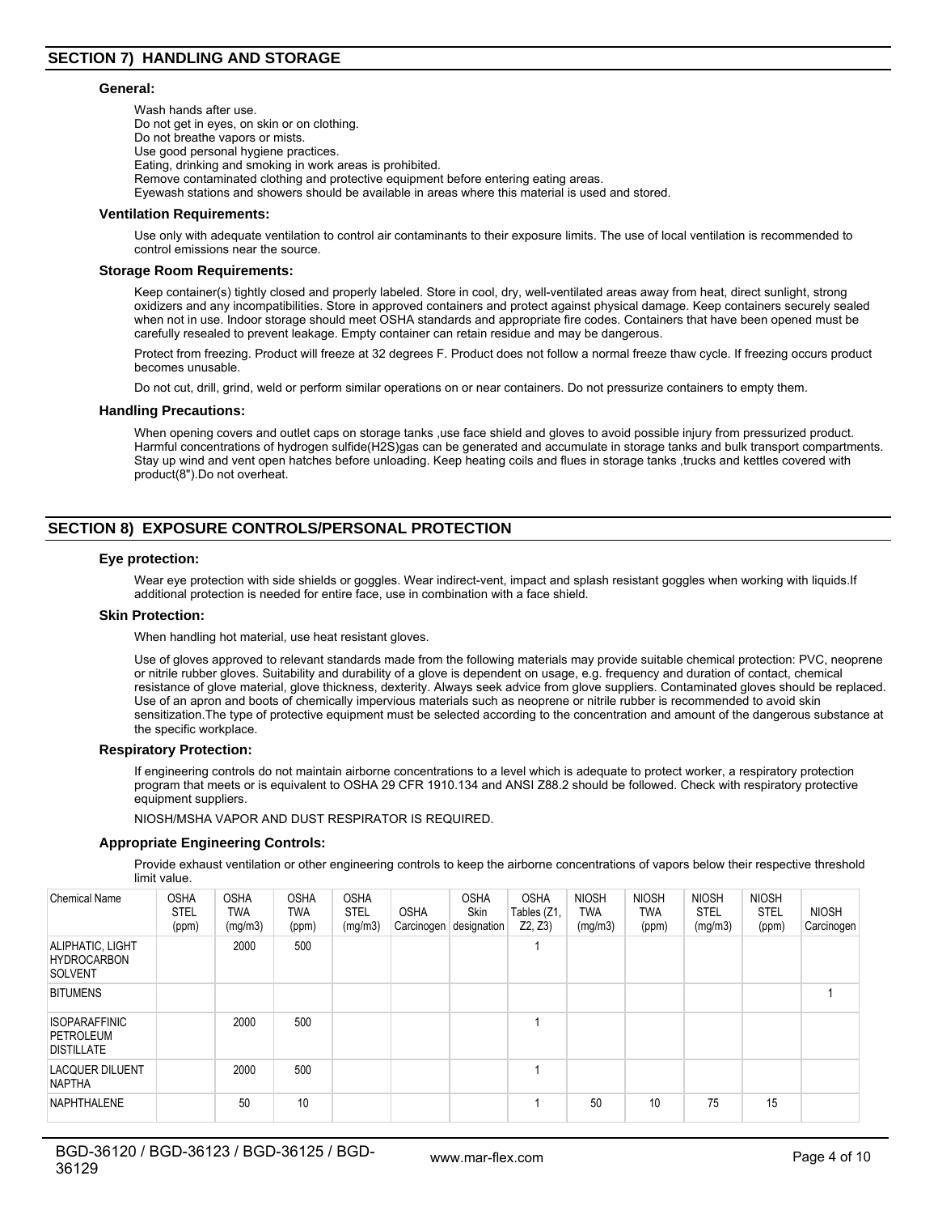## SECTION 7) HANDLING AND STORAGE

### General:

Wash hands after use.
Do not get in eyes, on skin or on clothing.
Do not breathe vapors or mists.
Use good personal hygiene practices.
Eating, drinking and smoking in work areas is prohibited.
Remove contaminated clothing and protective equipment before entering eating areas.
Eyewash stations and showers should be available in areas where this material is used and stored.

### Ventilation Requirements:

Use only with adequate ventilation to control air contaminants to their exposure limits. The use of local ventilation is recommended to control emissions near the source.

### Storage Room Requirements:

Keep container(s) tightly closed and properly labeled. Store in cool, dry, well-ventilated areas away from heat, direct sunlight, strong oxidizers and any incompatibilities. Store in approved containers and protect against physical damage. Keep containers securely sealed when not in use. Indoor storage should meet OSHA standards and appropriate fire codes. Containers that have been opened must be carefully resealed to prevent leakage. Empty container can retain residue and may be dangerous.

Protect from freezing. Product will freeze at 32 degrees F. Product does not follow a normal freeze thaw cycle. If freezing occurs product becomes unusable.

Do not cut, drill, grind, weld or perform similar operations on or near containers. Do not pressurize containers to empty them.

### Handling Precautions:

When opening covers and outlet caps on storage tanks ,use face shield and gloves to avoid possible injury from pressurized product. Harmful concentrations of hydrogen sulfide(H2S)gas can be generated and accumulate in storage tanks and bulk transport compartments. Stay up wind and vent open hatches before unloading. Keep heating coils and flues in storage tanks ,trucks and kettles covered with product(8").Do not overheat.

## SECTION 8) EXPOSURE CONTROLS/PERSONAL PROTECTION

### Eye protection:

Wear eye protection with side shields or goggles. Wear indirect-vent, impact and splash resistant goggles when working with liquids.If additional protection is needed for entire face, use in combination with a face shield.

### Skin Protection:

When handling hot material, use heat resistant gloves.

Use of gloves approved to relevant standards made from the following materials may provide suitable chemical protection: PVC, neoprene or nitrile rubber gloves. Suitability and durability of a glove is dependent on usage, e.g. frequency and duration of contact, chemical resistance of glove material, glove thickness, dexterity. Always seek advice from glove suppliers. Contaminated gloves should be replaced. Use of an apron and boots of chemically impervious materials such as neoprene or nitrile rubber is recommended to avoid skin sensitization.The type of protective equipment must be selected according to the concentration and amount of the dangerous substance at the specific workplace.

### Respiratory Protection:

If engineering controls do not maintain airborne concentrations to a level which is adequate to protect worker, a respiratory protection program that meets or is equivalent to OSHA 29 CFR 1910.134 and ANSI Z88.2 should be followed. Check with respiratory protective equipment suppliers.

NIOSH/MSHA VAPOR AND DUST RESPIRATOR IS REQUIRED.

### Appropriate Engineering Controls:

Provide exhaust ventilation or other engineering controls to keep the airborne concentrations of vapors below their respective threshold limit value.

| Chemical Name | OSHA STEL (ppm) | OSHA TWA (mg/m3) | OSHA TWA (ppm) | OSHA STEL (mg/m3) | OSHA Carcinogen | OSHA Skin designation | OSHA Tables (Z1, Z2, Z3) | NIOSH TWA (mg/m3) | NIOSH TWA (ppm) | NIOSH STEL (mg/m3) | NIOSH STEL (ppm) | NIOSH Carcinogen |
|---|---|---|---|---|---|---|---|---|---|---|---|---|
| ALIPHATIC, LIGHT HYDROCARBON SOLVENT | | 2000 | 500 | | | | 1 | | | | | |
| BITUMENS | | | | | | | | | | | | 1 |
| ISOPARAFFINIC PETROLEUM DISTILLATE | | 2000 | 500 | | | | 1 | | | | | |
| LACQUER DILUENT NAPTHA | | 2000 | 500 | | | | 1 | | | | | |
| NAPHTHALENE | | 50 | 10 | | | | 1 | 50 | 10 | 75 | 15 | |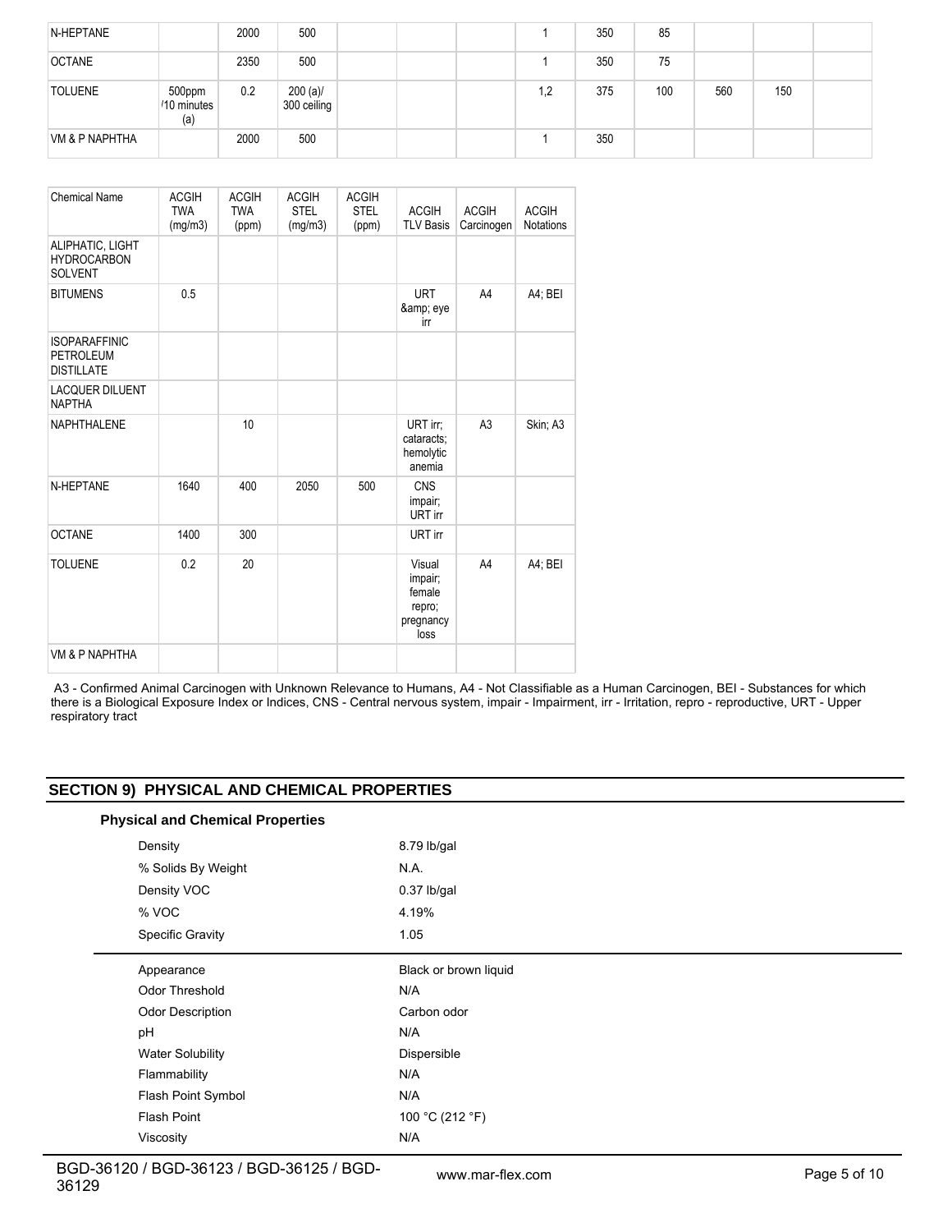| N-HEPTANE | | 2000 | 500 | | | | 1 | 350 | 85 | | | |
|---|---|---|---|---|---|---|---|---|---|---|---|---|
| OCTANE | | 2350 | 500 | | | | 1 | 350 | 75 | | | |
| TOLUENE | 500ppm /10 minutes (a) | 0.2 | 200 (a)/ 300 ceiling | | | | 1,2 | 375 | 100 | 560 | 150 | |
| VM & P NAPHTHA | | 2000 | 500 | | | | 1 | 350 | | | | |

| Chemical Name | ACGIH TWA (mg/m3) | ACGIH TWA (ppm) | ACGIH STEL (mg/m3) | ACGIH STEL (ppm) | ACGIH TLV Basis | ACGIH Carcinogen | ACGIH Notations |
|---|---|---|---|---|---|---|---|
| ALIPHATIC, LIGHT HYDROCARBON SOLVENT | | | | | | | |
| BITUMENS | 0.5 | | | | URT &amp; eye irr | A4 | A4; BEI |
| ISOPARAFFINIC PETROLEUM DISTILLATE | | | | | | | |
| LACQUER DILUENT NAPTHA | | | | | | | |
| NAPHTHALENE | | 10 | | | URT irr; cataracts; hemolytic anemia | A3 | Skin; A3 |
| N-HEPTANE | 1640 | 400 | 2050 | 500 | CNS impair; URT irr | | |
| OCTANE | 1400 | 300 | | | URT irr | | |
| TOLUENE | 0.2 | 20 | | | Visual impair; female repro; pregnancy loss | A4 | A4; BEI |
| VM & P NAPHTHA | | | | | | | |

A3 - Confirmed Animal Carcinogen with Unknown Relevance to Humans, A4 - Not Classifiable as a Human Carcinogen, BEI - Substances for which there is a Biological Exposure Index or Indices, CNS - Central nervous system, impair - Impairment, irr - Irritation, repro - reproductive, URT - Upper respiratory tract

## SECTION 9) PHYSICAL AND CHEMICAL PROPERTIES

### Physical and Chemical Properties

| | |
|---|---|
| Density | 8.79 lb/gal |
| % Solids By Weight | N.A. |
| Density VOC | 0.37 lb/gal |
| % VOC | 4.19% |
| Specific Gravity | 1.05 |

| | |
|---|---|
| Appearance | Black or brown liquid |
| Odor Threshold | N/A |
| Odor Description | Carbon odor |
| pH | N/A |
| Water Solubility | Dispersible |
| Flammability | N/A |
| Flash Point Symbol | N/A |
| Flash Point | 100 °C (212 °F) |
| Viscosity | N/A |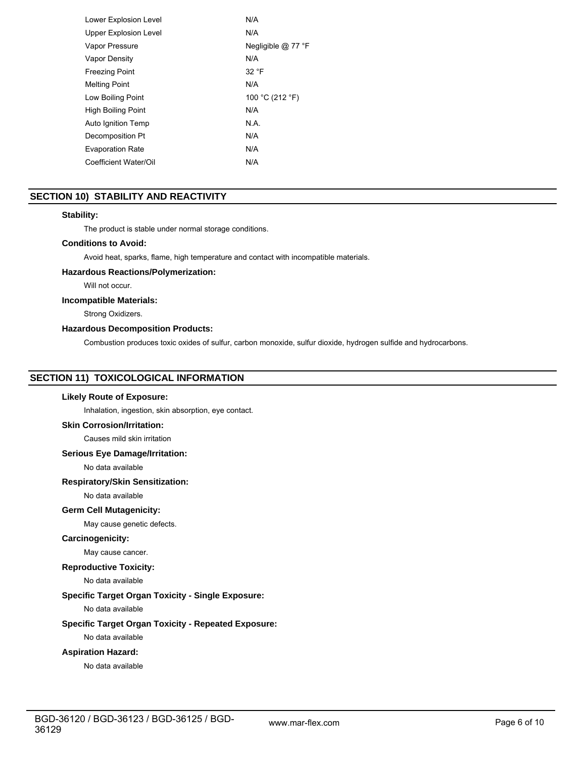| | |
|---|---|
| Lower Explosion Level | N/A |
| Upper Explosion Level | N/A |
| Vapor Pressure | Negligible @ 77 °F |
| Vapor Density | N/A |
| Freezing Point | 32 °F |
| Melting Point | N/A |
| Low Boiling Point | 100 °C (212 °F) |
| High Boiling Point | N/A |
| Auto Ignition Temp | N.A. |
| Decomposition Pt | N/A |
| Evaporation Rate | N/A |
| Coefficient Water/Oil | N/A |

## SECTION 10) STABILITY AND REACTIVITY

**Stability:**

The product is stable under normal storage conditions.

**Conditions to Avoid:**

Avoid heat, sparks, flame, high temperature and contact with incompatible materials.

**Hazardous Reactions/Polymerization:**

Will not occur.

**Incompatible Materials:**

Strong Oxidizers.

**Hazardous Decomposition Products:**

Combustion produces toxic oxides of sulfur, carbon monoxide, sulfur dioxide, hydrogen sulfide and hydrocarbons.

## SECTION 11) TOXICOLOGICAL INFORMATION

**Likely Route of Exposure:**

Inhalation, ingestion, skin absorption, eye contact.

**Skin Corrosion/Irritation:**

Causes mild skin irritation

**Serious Eye Damage/Irritation:**

No data available

**Respiratory/Skin Sensitization:**

No data available

**Germ Cell Mutagenicity:**

May cause genetic defects.

**Carcinogenicity:**

May cause cancer.

**Reproductive Toxicity:**

No data available

**Specific Target Organ Toxicity - Single Exposure:**

No data available

**Specific Target Organ Toxicity - Repeated Exposure:**

No data available

**Aspiration Hazard:**

No data available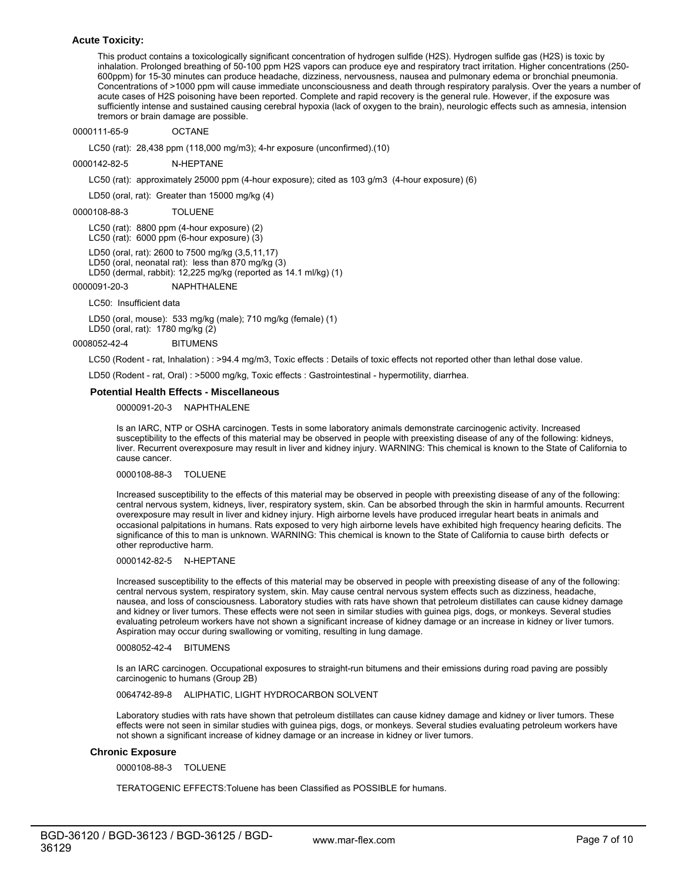### Acute Toxicity:

This product contains a toxicologically significant concentration of hydrogen sulfide ($H_2S$). Hydrogen sulfide gas ($H_2S$) is toxic by inhalation. Prolonged breathing of 50-100 ppm $H_2S$ vapors can produce eye and respiratory tract irritation. Higher concentrations (250-600ppm) for 15-30 minutes can produce headache, dizziness, nervousness, nausea and pulmonary edema or bronchial pneumonia. Concentrations of >1000 ppm will cause immediate unconsciousness and death through respiratory paralysis. Over the years a number of acute cases of $H_2S$ poisoning have been reported. Complete and rapid recovery is the general rule. However, if the exposure was sufficiently intense and sustained causing cerebral hypoxia (lack of oxygen to the brain), neurologic effects such as amnesia, intension tremors or brain damage are possible.

0000111-65-9 OCTANE

LC50 (rat): 28,438 ppm (118,000 mg/m3); 4-hr exposure (unconfirmed).(10)

0000142-82-5 N-HEPTANE

LC50 (rat): approximately 25000 ppm (4-hour exposure); cited as 103 g/m3 (4-hour exposure) (6)

LD50 (oral, rat): Greater than 15000 mg/kg (4)

0000108-88-3 TOLUENE

LC50 (rat): 8800 ppm (4-hour exposure) (2)
LC50 (rat): 6000 ppm (6-hour exposure) (3)

LD50 (oral, rat): 2600 to 7500 mg/kg (3,5,11,17)
LD50 (oral, neonatal rat): less than 870 mg/kg (3)
LD50 (dermal, rabbit): 12,225 mg/kg (reported as 14.1 ml/kg) (1)

0000091-20-3 NAPHTHALENE

LC50: Insufficient data

LD50 (oral, mouse): 533 mg/kg (male); 710 mg/kg (female) (1)
LD50 (oral, rat): 1780 mg/kg (2)

0008052-42-4 BITUMENS

LC50 (Rodent - rat, Inhalation) : >94.4 mg/m3, Toxic effects : Details of toxic effects not reported other than lethal dose value.

LD50 (Rodent - rat, Oral) : >5000 mg/kg, Toxic effects : Gastrointestinal - hypermotility, diarrhea.

### Potential Health Effects - Miscellaneous

0000091-20-3 NAPHTHALENE

Is an IARC, NTP or OSHA carcinogen. Tests in some laboratory animals demonstrate carcinogenic activity. Increased susceptibility to the effects of this material may be observed in people with preexisting disease of any of the following: kidneys, liver. Recurrent overexposure may result in liver and kidney injury. WARNING: This chemical is known to the State of California to cause cancer.

0000108-88-3 TOLUENE

Increased susceptibility to the effects of this material may be observed in people with preexisting disease of any of the following: central nervous system, kidneys, liver, respiratory system, skin. Can be absorbed through the skin in harmful amounts. Recurrent overexposure may result in liver and kidney injury. High airborne levels have produced irregular heart beats in animals and occasional palpitations in humans. Rats exposed to very high airborne levels have exhibited high frequency hearing deficits. The significance of this to man is unknown. WARNING: This chemical is known to the State of California to cause birth defects or other reproductive harm.

0000142-82-5 N-HEPTANE

Increased susceptibility to the effects of this material may be observed in people with preexisting disease of any of the following: central nervous system, respiratory system, skin. May cause central nervous system effects such as dizziness, headache, nausea, and loss of consciousness. Laboratory studies with rats have shown that petroleum distillates can cause kidney damage and kidney or liver tumors. These effects were not seen in similar studies with guinea pigs, dogs, or monkeys. Several studies evaluating petroleum workers have not shown a significant increase of kidney damage or an increase in kidney or liver tumors. Aspiration may occur during swallowing or vomiting, resulting in lung damage.

0008052-42-4 BITUMENS

Is an IARC carcinogen. Occupational exposures to straight-run bitumens and their emissions during road paving are possibly carcinogenic to humans (Group 2B)

0064742-89-8 ALIPHATIC, LIGHT HYDROCARBON SOLVENT

Laboratory studies with rats have shown that petroleum distillates can cause kidney damage and kidney or liver tumors. These effects were not seen in similar studies with guinea pigs, dogs, or monkeys. Several studies evaluating petroleum workers have not shown a significant increase of kidney damage or an increase in kidney or liver tumors.

### Chronic Exposure

0000108-88-3 TOLUENE

TERATOGENIC EFFECTS:Toluene has been Classified as POSSIBLE for humans.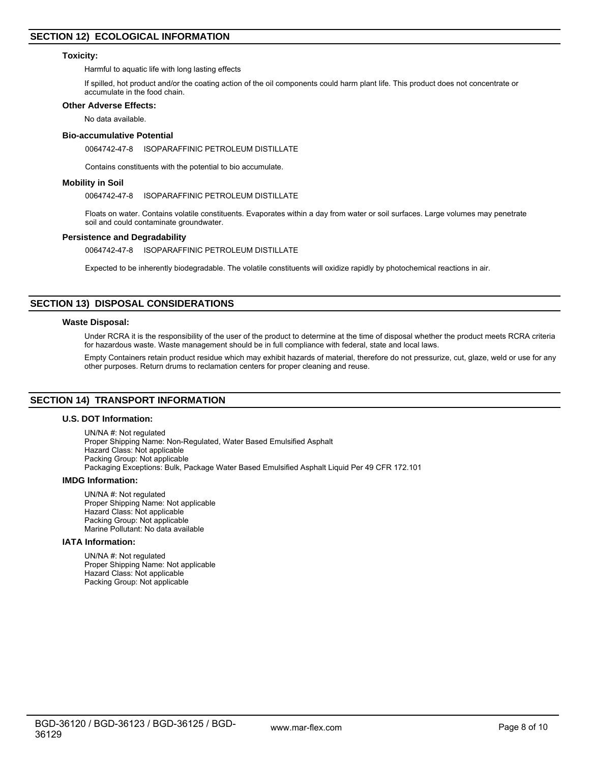## SECTION 12) ECOLOGICAL INFORMATION

### Toxicity:

Harmful to aquatic life with long lasting effects

If spilled, hot product and/or the coating action of the oil components could harm plant life. This product does not concentrate or accumulate in the food chain.

### Other Adverse Effects:

No data available.

### Bio-accumulative Potential

0064742-47-8 ISOPARAFFINIC PETROLEUM DISTILLATE

Contains constituents with the potential to bio accumulate.

### Mobility in Soil

0064742-47-8 ISOPARAFFINIC PETROLEUM DISTILLATE

Floats on water. Contains volatile constituents. Evaporates within a day from water or soil surfaces. Large volumes may penetrate soil and could contaminate groundwater.

### Persistence and Degradability

0064742-47-8 ISOPARAFFINIC PETROLEUM DISTILLATE

Expected to be inherently biodegradable. The volatile constituents will oxidize rapidly by photochemical reactions in air.

## SECTION 13) DISPOSAL CONSIDERATIONS

### Waste Disposal:

Under RCRA it is the responsibility of the user of the product to determine at the time of disposal whether the product meets RCRA criteria for hazardous waste. Waste management should be in full compliance with federal, state and local laws.

Empty Containers retain product residue which may exhibit hazards of material, therefore do not pressurize, cut, glaze, weld or use for any other purposes. Return drums to reclamation centers for proper cleaning and reuse.

## SECTION 14) TRANSPORT INFORMATION

### U.S. DOT Information:

UN/NA #: Not regulated
Proper Shipping Name: Non-Regulated, Water Based Emulsified Asphalt
Hazard Class: Not applicable
Packing Group: Not applicable
Packaging Exceptions: Bulk, Package Water Based Emulsified Asphalt Liquid Per 49 CFR 172.101

### IMDG Information:

UN/NA #: Not regulated
Proper Shipping Name: Not applicable
Hazard Class: Not applicable
Packing Group: Not applicable
Marine Pollutant: No data available

### IATA Information:

UN/NA #: Not regulated
Proper Shipping Name: Not applicable
Hazard Class: Not applicable
Packing Group: Not applicable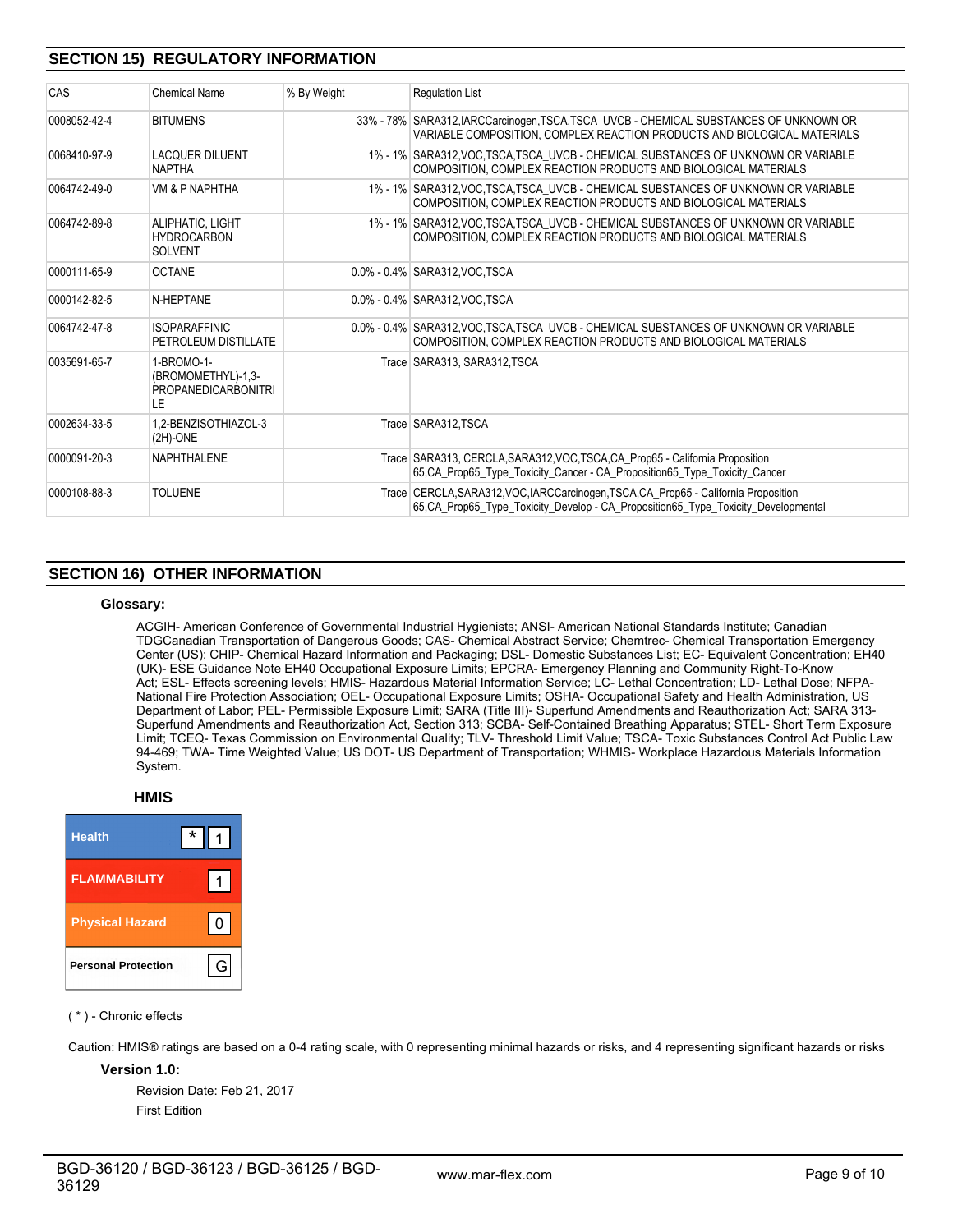## SECTION 15) REGULATORY INFORMATION

| CAS | Chemical Name | % By Weight | Regulation List |
|---|---|---|---|
| 0008052-42-4 | BITUMENS | 33% - 78% | SARA312,IARCCarcinogen,TSCA,TSCA_UVCB - CHEMICAL SUBSTANCES OF UNKNOWN OR VARIABLE COMPOSITION, COMPLEX REACTION PRODUCTS AND BIOLOGICAL MATERIALS |
| 0068410-97-9 | LACQUER DILUENT NAPTHA | 1% - 1% | SARA312,VOC,TSCA,TSCA_UVCB - CHEMICAL SUBSTANCES OF UNKNOWN OR VARIABLE COMPOSITION, COMPLEX REACTION PRODUCTS AND BIOLOGICAL MATERIALS |
| 0064742-49-0 | VM & P NAPHTHA | 1% - 1% | SARA312,VOC,TSCA,TSCA_UVCB - CHEMICAL SUBSTANCES OF UNKNOWN OR VARIABLE COMPOSITION, COMPLEX REACTION PRODUCTS AND BIOLOGICAL MATERIALS |
| 0064742-89-8 | ALIPHATIC, LIGHT HYDROCARBON SOLVENT | 1% - 1% | SARA312,VOC,TSCA,TSCA_UVCB - CHEMICAL SUBSTANCES OF UNKNOWN OR VARIABLE COMPOSITION, COMPLEX REACTION PRODUCTS AND BIOLOGICAL MATERIALS |
| 0000111-65-9 | OCTANE | 0.0% - 0.4% | SARA312,VOC,TSCA |
| 0000142-82-5 | N-HEPTANE | 0.0% - 0.4% | SARA312,VOC,TSCA |
| 0064742-47-8 | ISOPARAFFINIC PETROLEUM DISTILLATE | 0.0% - 0.4% | SARA312,VOC,TSCA,TSCA_UVCB - CHEMICAL SUBSTANCES OF UNKNOWN OR VARIABLE COMPOSITION, COMPLEX REACTION PRODUCTS AND BIOLOGICAL MATERIALS |
| 0035691-65-7 | 1-BROMO-1-(BROMOMETHYL)-1,3-PROPANEDICARBONITRILE | Trace | SARA313, SARA312,TSCA |
| 0002634-33-5 | 1,2-BENZISOTHIAZOL-3 (2H)-ONE | Trace | SARA312,TSCA |
| 0000091-20-3 | NAPHTHALENE | Trace | SARA313, CERCLA,SARA312,VOC,TSCA,CA_Prop65 - California Proposition 65,CA_Prop65_Type_Toxicity_Cancer - CA_Proposition65_Type_Toxicity_Cancer |
| 0000108-88-3 | TOLUENE | Trace | CERCLA,SARA312,VOC,IARCCarcinogen,TSCA,CA_Prop65 - California Proposition 65,CA_Prop65_Type_Toxicity_Develop - CA_Proposition65_Type_Toxicity_Developmental |

## SECTION 16) OTHER INFORMATION

### Glossary:

ACGIH- American Conference of Governmental Industrial Hygienists; ANSI- American National Standards Institute; Canadian TDGCanadian Transportation of Dangerous Goods; CAS- Chemical Abstract Service; Chemtrec- Chemical Transportation Emergency Center (US); CHIP- Chemical Hazard Information and Packaging; DSL- Domestic Substances List; EC- Equivalent Concentration; EH40 (UK)- ESE Guidance Note EH40 Occupational Exposure Limits; EPCRA- Emergency Planning and Community Right-To-Know Act; ESL- Effects screening levels; HMIS- Hazardous Material Information Service; LC- Lethal Concentration; LD- Lethal Dose; NFPA- National Fire Protection Association; OEL- Occupational Exposure Limits; OSHA- Occupational Safety and Health Administration, US Department of Labor; PEL- Permissible Exposure Limit; SARA (Title III)- Superfund Amendments and Reauthorization Act; SARA 313- Superfund Amendments and Reauthorization Act, Section 313; SCBA- Self-Contained Breathing Apparatus; STEL- Short Term Exposure Limit; TCEQ- Texas Commission on Environmental Quality; TLV- Threshold Limit Value; TSCA- Toxic Substances Control Act Public Law 94-469; TWA- Time Weighted Value; US DOT- US Department of Transportation; WHMIS- Workplace Hazardous Materials Information System.

### HMIS

| HMIS | |
|---|---|
| Health | * 1 |
| FLAMMABILITY | 1 |
| Physical Hazard | 0 |
| Personal Protection | G |

( * ) - Chronic effects

Caution: HMIS® ratings are based on a 0-4 rating scale, with 0 representing minimal hazards or risks, and 4 representing significant hazards or risks

### Version 1.0:

Revision Date: Feb 21, 2017

First Edition

BGD-36120 / BGD-36123 / BGD-36125 / BGD-36129

www.mar-flex.com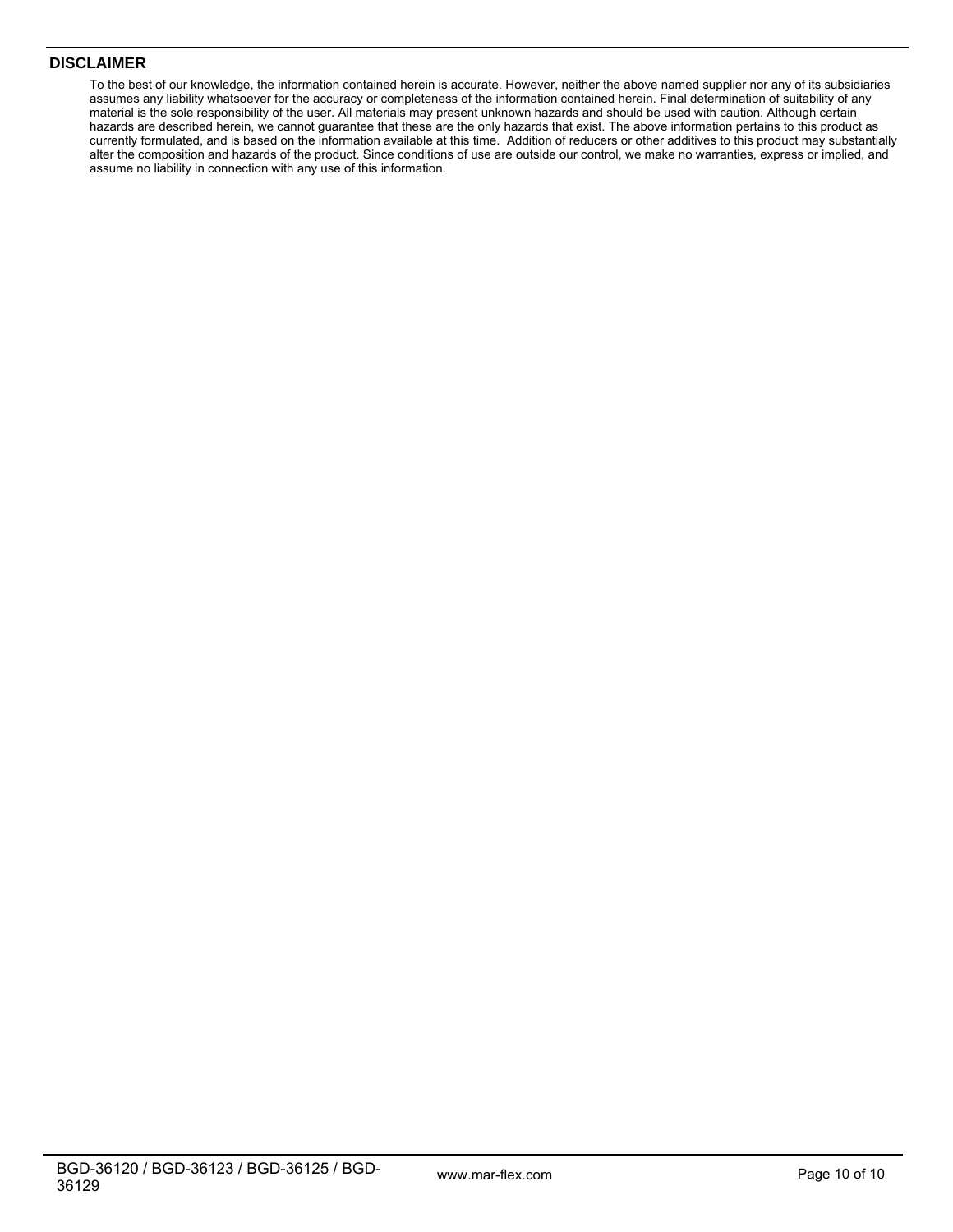## DISCLAIMER

To the best of our knowledge, the information contained herein is accurate. However, neither the above named supplier nor any of its subsidiaries assumes any liability whatsoever for the accuracy or completeness of the information contained herein. Final determination of suitability of any material is the sole responsibility of the user. All materials may present unknown hazards and should be used with caution. Although certain hazards are described herein, we cannot guarantee that these are the only hazards that exist. The above information pertains to this product as currently formulated, and is based on the information available at this time. Addition of reducers or other additives to this product may substantially alter the composition and hazards of the product. Since conditions of use are outside our control, we make no warranties, express or implied, and assume no liability in connection with any use of this information.